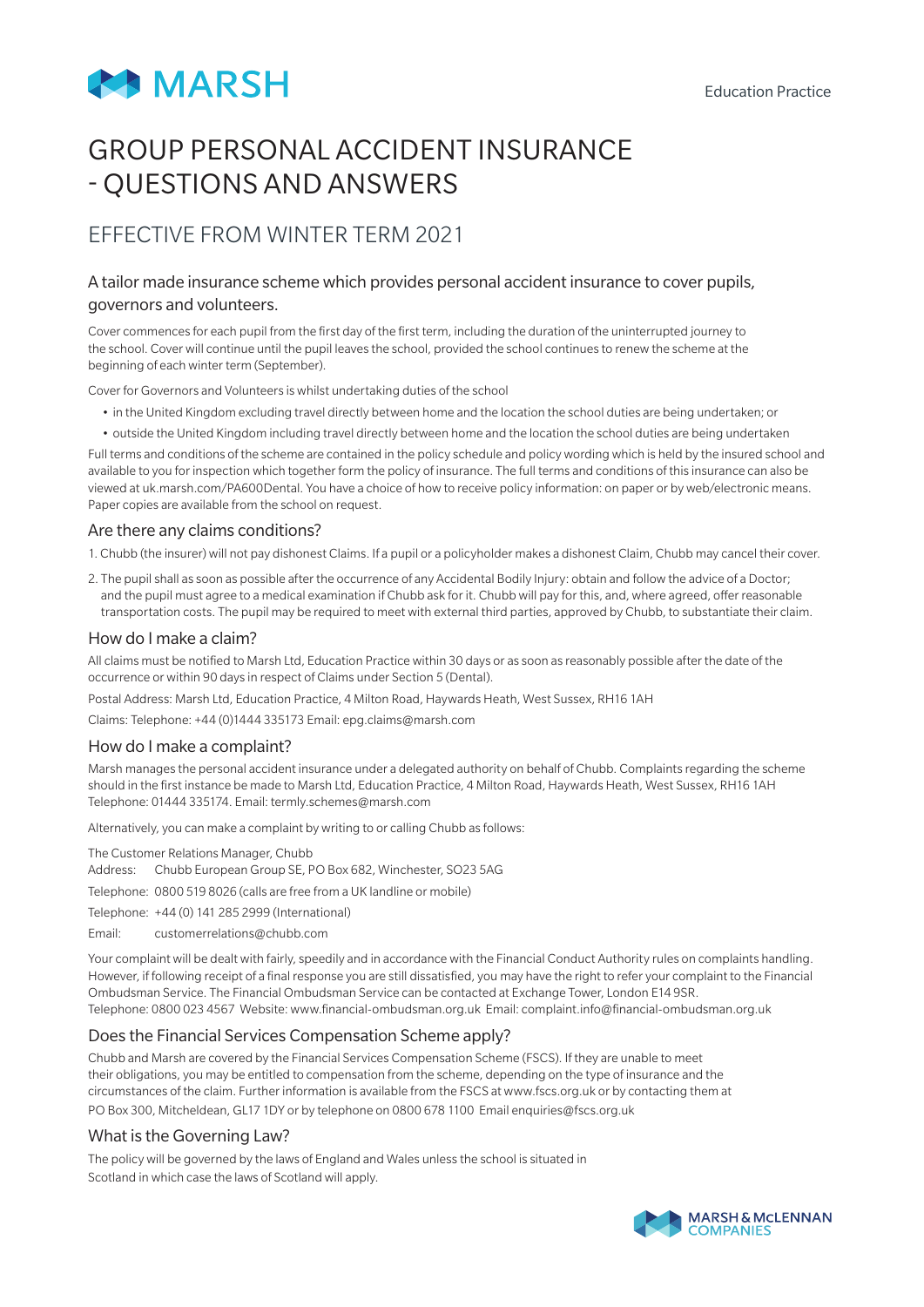MARSH

Education Practice

# GROUP PERSONAL ACCIDENT INSURANCE - QUESTIONS AND ANSWERS

## EFFECTIVE FROM WINTER TERM 2021

### A tailor made insurance scheme which provides personal accident insurance to cover pupils, governors and volunteers.

Cover commences for each pupil from the first day of the first term, including the duration of the uninterrupted journey to the school. Cover will continue until the pupil leaves the school, provided the school continues to renew the scheme at the beginning of each winter term (September).

Cover for Governors and Volunteers is whilst undertaking duties of the school

- in the United Kingdom excluding travel directly between home and the location the school duties are being undertaken; or
- outside the United Kingdom including travel directly between home and the location the school duties are being undertaken

Full terms and conditions of the scheme are contained in the policy schedule and policy wording which is held by the insured school and available to you for inspection which together form the policy of insurance. The full terms and conditions of this insurance can also be viewed at uk.marsh.com/PA600Dental. You have a choice of how to receive policy information: on paper or by web/electronic means. Paper copies are available from the school on request.

### Are there any claims conditions?

1. Chubb (the insurer) will not pay dishonest Claims. If a pupil or a policyholder makes a dishonest Claim, Chubb may cancel their cover.
2. The pupil shall as soon as possible after the occurrence of any Accidental Bodily Injury: obtain and follow the advice of a Doctor; and the pupil must agree to a medical examination if Chubb ask for it. Chubb will pay for this, and, where agreed, offer reasonable transportation costs. The pupil may be required to meet with external third parties, approved by Chubb, to substantiate their claim.

### How do I make a claim?

All claims must be notified to Marsh Ltd, Education Practice within 30 days or as soon as reasonably possible after the date of the occurrence or within 90 days in respect of Claims under Section 5 (Dental).

Postal Address: Marsh Ltd, Education Practice, 4 Milton Road, Haywards Heath, West Sussex, RH16 1AH

Claims: Telephone: +44 (0)1444 335173 Email: epg.claims@marsh.com

### How do I make a complaint?

Marsh manages the personal accident insurance under a delegated authority on behalf of Chubb. Complaints regarding the scheme should in the first instance be made to Marsh Ltd, Education Practice, 4 Milton Road, Haywards Heath, West Sussex, RH16 1AH Telephone: 01444 335174. Email: termly.schemes@marsh.com

Alternatively, you can make a complaint by writing to or calling Chubb as follows:

The Customer Relations Manager, Chubb

Address: Chubb European Group SE, PO Box 682, Winchester, SO23 5AG

Telephone: 0800 519 8026 (calls are free from a UK landline or mobile)

Telephone: +44 (0) 141 285 2999 (International)

Email: customerrelations@chubb.com

Your complaint will be dealt with fairly, speedily and in accordance with the Financial Conduct Authority rules on complaints handling. However, if following receipt of a final response you are still dissatisfied, you may have the right to refer your complaint to the Financial Ombudsman Service. The Financial Ombudsman Service can be contacted at Exchange Tower, London E14 9SR.
Telephone: 0800 023 4567 Website: www.financial-ombudsman.org.uk Email: complaint.info@financial-ombudsman.org.uk

### Does the Financial Services Compensation Scheme apply?

Chubb and Marsh are covered by the Financial Services Compensation Scheme (FSCS). If they are unable to meet their obligations, you may be entitled to compensation from the scheme, depending on the type of insurance and the circumstances of the claim. Further information is available from the FSCS at www.fscs.org.uk or by contacting them at PO Box 300, Mitcheldean, GL17 1DY or by telephone on 0800 678 1100 Email enquiries@fscs.org.uk

### What is the Governing Law?

The policy will be governed by the laws of England and Wales unless the school is situated in Scotland in which case the laws of Scotland will apply.

MARSH & McLENNAN COMPANIES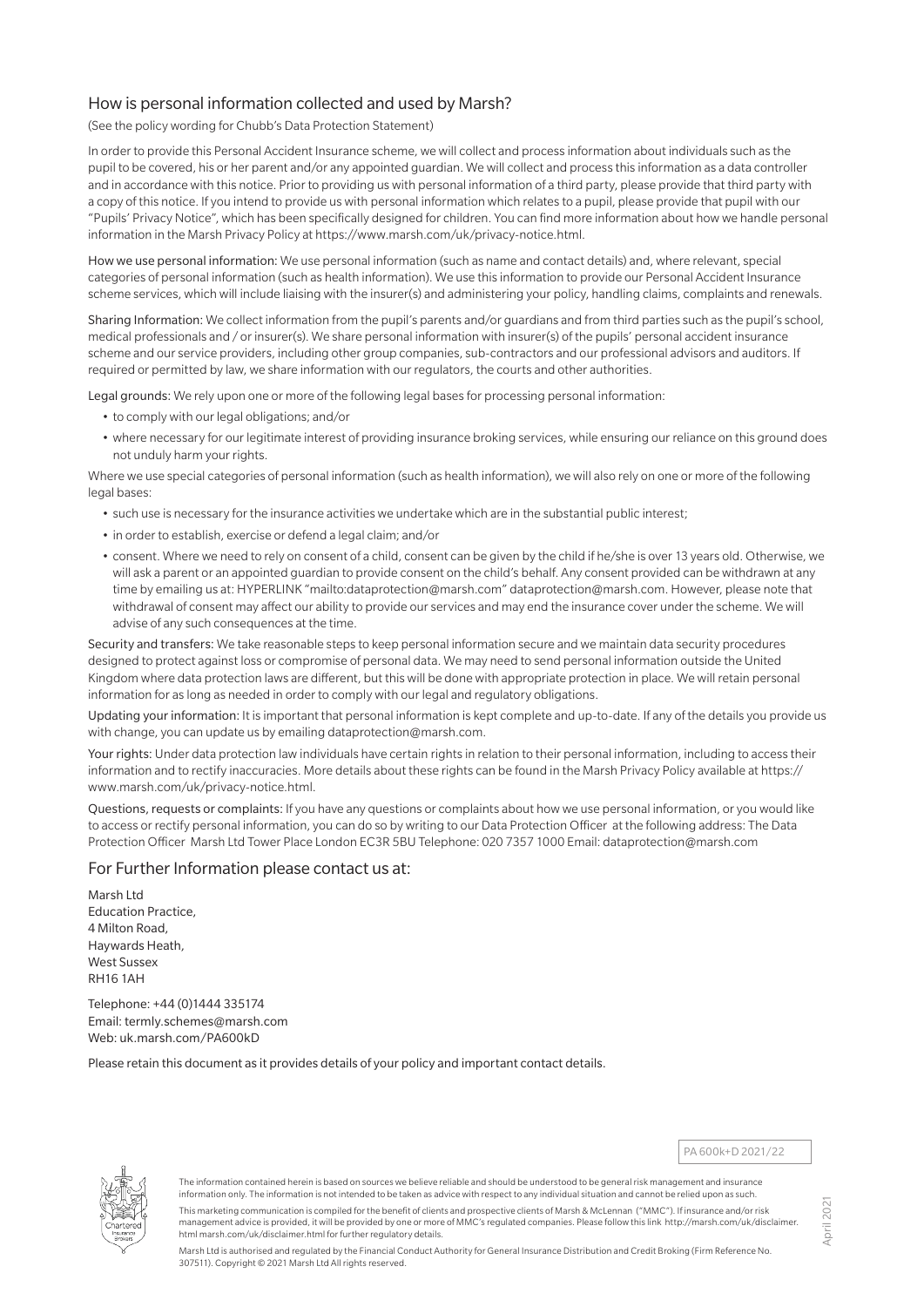## How is personal information collected and used by Marsh?

(See the policy wording for Chubb's Data Protection Statement)

In order to provide this Personal Accident Insurance scheme, we will collect and process information about individuals such as the pupil to be covered, his or her parent and/or any appointed guardian. We will collect and process this information as a data controller and in accordance with this notice. Prior to providing us with personal information of a third party, please provide that third party with a copy of this notice. If you intend to provide us with personal information which relates to a pupil, please provide that pupil with our "Pupils' Privacy Notice", which has been specifically designed for children. You can find more information about how we handle personal information in the Marsh Privacy Policy at https://www.marsh.com/uk/privacy-notice.html.

How we use personal information: We use personal information (such as name and contact details) and, where relevant, special categories of personal information (such as health information). We use this information to provide our Personal Accident Insurance scheme services, which will include liaising with the insurer(s) and administering your policy, handling claims, complaints and renewals.

Sharing Information: We collect information from the pupil's parents and/or guardians and from third parties such as the pupil's school, medical professionals and / or insurer(s). We share personal information with insurer(s) of the pupils' personal accident insurance scheme and our service providers, including other group companies, sub-contractors and our professional advisors and auditors. If required or permitted by law, we share information with our regulators, the courts and other authorities.

Legal grounds: We rely upon one or more of the following legal bases for processing personal information:

- to comply with our legal obligations; and/or
- where necessary for our legitimate interest of providing insurance broking services, while ensuring our reliance on this ground does not unduly harm your rights.

Where we use special categories of personal information (such as health information), we will also rely on one or more of the following legal bases:

- such use is necessary for the insurance activities we undertake which are in the substantial public interest;
- in order to establish, exercise or defend a legal claim; and/or
- consent. Where we need to rely on consent of a child, consent can be given by the child if he/she is over 13 years old. Otherwise, we will ask a parent or an appointed guardian to provide consent on the child's behalf. Any consent provided can be withdrawn at any time by emailing us at: HYPERLINK "mailto:dataprotection@marsh.com" dataprotection@marsh.com. However, please note that withdrawal of consent may affect our ability to provide our services and may end the insurance cover under the scheme. We will advise of any such consequences at the time.

Security and transfers: We take reasonable steps to keep personal information secure and we maintain data security procedures designed to protect against loss or compromise of personal data. We may need to send personal information outside the United Kingdom where data protection laws are different, but this will be done with appropriate protection in place. We will retain personal information for as long as needed in order to comply with our legal and regulatory obligations.

Updating your information: It is important that personal information is kept complete and up-to-date. If any of the details you provide us with change, you can update us by emailing dataprotection@marsh.com.

Your rights: Under data protection law individuals have certain rights in relation to their personal information, including to access their information and to rectify inaccuracies. More details about these rights can be found in the Marsh Privacy Policy available at https://www.marsh.com/uk/privacy-notice.html.

Questions, requests or complaints: If you have any questions or complaints about how we use personal information, or you would like to access or rectify personal information, you can do so by writing to our Data Protection Officer at the following address: The Data Protection Officer Marsh Ltd Tower Place London EC3R 5BU Telephone: 020 7357 1000 Email: dataprotection@marsh.com

## For Further Information please contact us at:

Marsh Ltd
Education Practice,
4 Milton Road,
Haywards Heath,
West Sussex
RH16 1AH

Telephone: +44 (0)1444 335174
Email: termly.schemes@marsh.com
Web: uk.marsh.com/PA600kD

Please retain this document as it provides details of your policy and important contact details.

PA 600k+D 2021/22

The information contained herein is based on sources we believe reliable and should be understood to be general risk management and insurance information only. The information is not intended to be taken as advice with respect to any individual situation and cannot be relied upon as such.

This marketing communication is compiled for the benefit of clients and prospective clients of Marsh & McLennan ("MMC"). If insurance and/or risk management advice is provided, it will be provided by one or more of MMC's regulated companies. Please follow this link http://marsh.com/uk/disclaimer.html marsh.com/uk/disclaimer.html for further regulatory details.

Marsh Ltd is authorised and regulated by the Financial Conduct Authority for General Insurance Distribution and Credit Broking (Firm Reference No. 307511). Copyright © 2021 Marsh Ltd All rights reserved.

April 2021